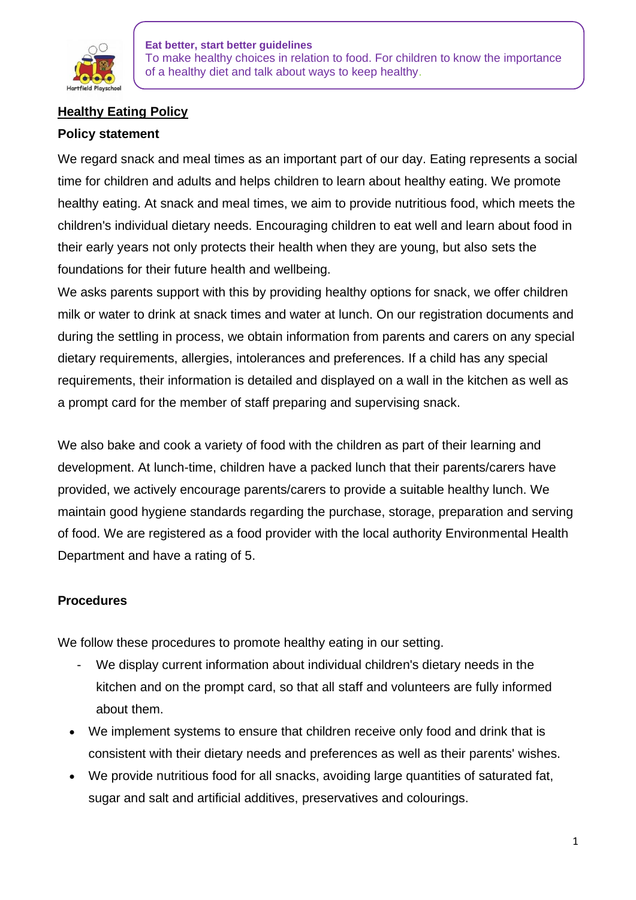**Eat better, start better guidelines**
To make healthy choices in relation to food. For children to know the importance of a healthy diet and talk about ways to keep healthy.

# Healthy Eating Policy

## Policy statement

We regard snack and meal times as an important part of our day. Eating represents a social time for children and adults and helps children to learn about healthy eating. We promote healthy eating. At snack and meal times, we aim to provide nutritious food, which meets the children's individual dietary needs. Encouraging children to eat well and learn about food in their early years not only protects their health when they are young, but also sets the foundations for their future health and wellbeing.

We asks parents support with this by providing healthy options for snack, we offer children milk or water to drink at snack times and water at lunch. On our registration documents and during the settling in process, we obtain information from parents and carers on any special dietary requirements, allergies, intolerances and preferences. If a child has any special requirements, their information is detailed and displayed on a wall in the kitchen as well as a prompt card for the member of staff preparing and supervising snack.

We also bake and cook a variety of food with the children as part of their learning and development. At lunch-time, children have a packed lunch that their parents/carers have provided, we actively encourage parents/carers to provide a suitable healthy lunch. We maintain good hygiene standards regarding the purchase, storage, preparation and serving of food. We are registered as a food provider with the local authority Environmental Health Department and have a rating of 5.

## Procedures

We follow these procedures to promote healthy eating in our setting.

- We display current information about individual children's dietary needs in the kitchen and on the prompt card, so that all staff and volunteers are fully informed about them.
- We implement systems to ensure that children receive only food and drink that is consistent with their dietary needs and preferences as well as their parents' wishes.
- We provide nutritious food for all snacks, avoiding large quantities of saturated fat, sugar and salt and artificial additives, preservatives and colourings.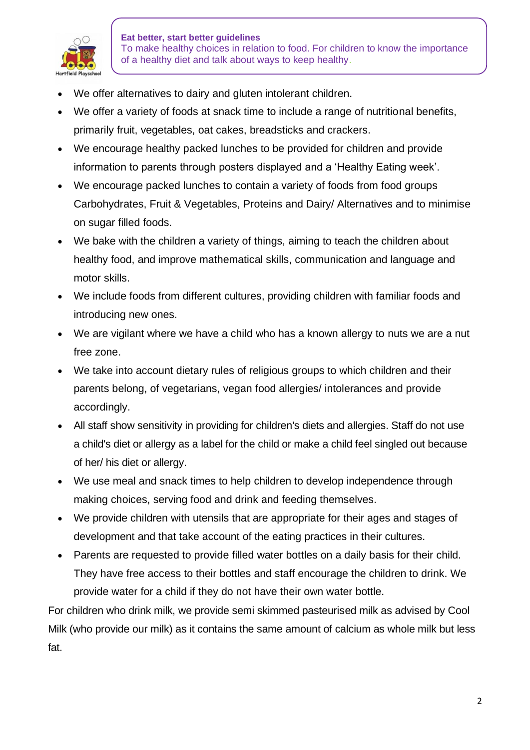**Eat better, start better guidelines**
To make healthy choices in relation to food. For children to know the importance of a healthy diet and talk about ways to keep healthy.

- We offer alternatives to dairy and gluten intolerant children.
- We offer a variety of foods at snack time to include a range of nutritional benefits, primarily fruit, vegetables, oat cakes, breadsticks and crackers.
- We encourage healthy packed lunches to be provided for children and provide information to parents through posters displayed and a 'Healthy Eating week'.
- We encourage packed lunches to contain a variety of foods from food groups Carbohydrates, Fruit & Vegetables, Proteins and Dairy/ Alternatives and to minimise on sugar filled foods.
- We bake with the children a variety of things, aiming to teach the children about healthy food, and improve mathematical skills, communication and language and motor skills.
- We include foods from different cultures, providing children with familiar foods and introducing new ones.
- We are vigilant where we have a child who has a known allergy to nuts we are a nut free zone.
- We take into account dietary rules of religious groups to which children and their parents belong, of vegetarians, vegan food allergies/ intolerances and provide accordingly.
- All staff show sensitivity in providing for children's diets and allergies. Staff do not use a child's diet or allergy as a label for the child or make a child feel singled out because of her/ his diet or allergy.
- We use meal and snack times to help children to develop independence through making choices, serving food and drink and feeding themselves.
- We provide children with utensils that are appropriate for their ages and stages of development and that take account of the eating practices in their cultures.
- Parents are requested to provide filled water bottles on a daily basis for their child. They have free access to their bottles and staff encourage the children to drink. We provide water for a child if they do not have their own water bottle.

For children who drink milk, we provide semi skimmed pasteurised milk as advised by Cool Milk (who provide our milk) as it contains the same amount of calcium as whole milk but less fat.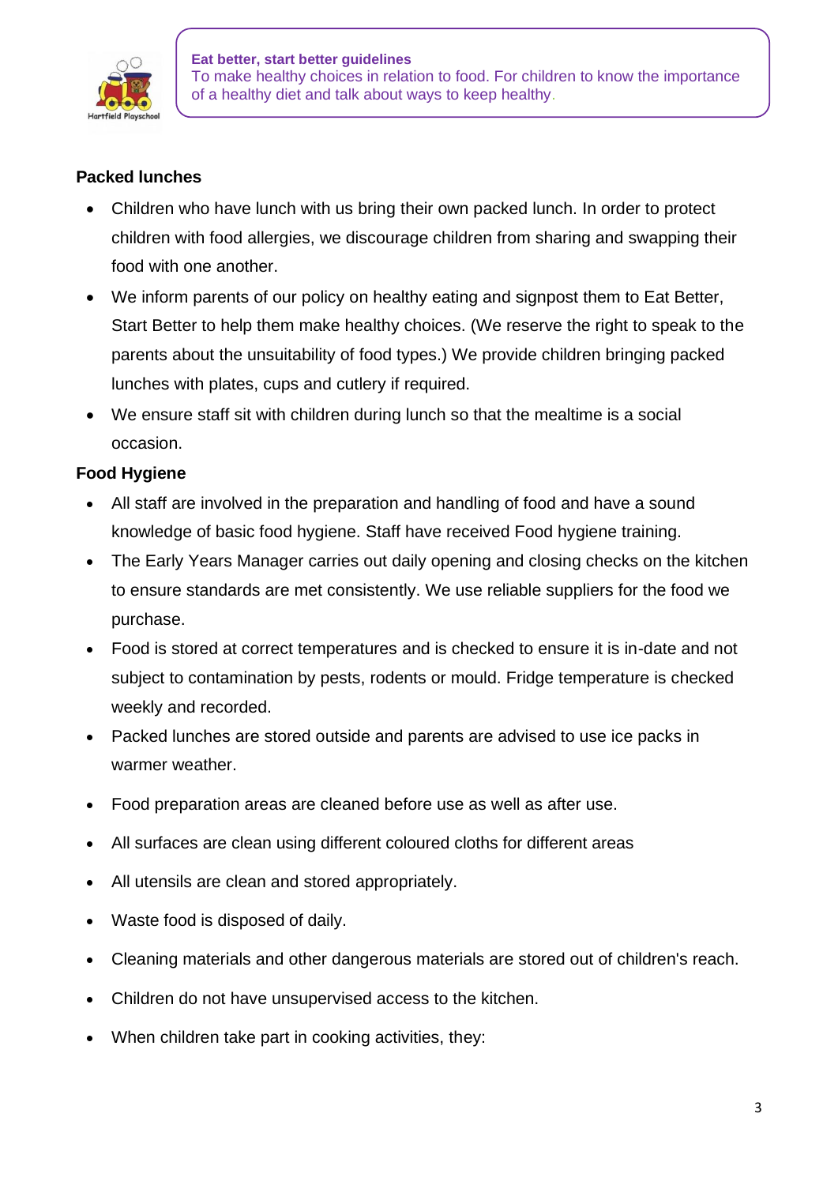**Packed lunches**

- Children who have lunch with us bring their own packed lunch. In order to protect children with food allergies, we discourage children from sharing and swapping their food with one another.
- We inform parents of our policy on healthy eating and signpost them to Eat Better, Start Better to help them make healthy choices. (We reserve the right to speak to the parents about the unsuitability of food types.) We provide children bringing packed lunches with plates, cups and cutlery if required.
- We ensure staff sit with children during lunch so that the mealtime is a social occasion.

**Food Hygiene**

- All staff are involved in the preparation and handling of food and have a sound knowledge of basic food hygiene. Staff have received Food hygiene training.
- The Early Years Manager carries out daily opening and closing checks on the kitchen to ensure standards are met consistently. We use reliable suppliers for the food we purchase.
- Food is stored at correct temperatures and is checked to ensure it is in-date and not subject to contamination by pests, rodents or mould. Fridge temperature is checked weekly and recorded.
- Packed lunches are stored outside and parents are advised to use ice packs in warmer weather.
- Food preparation areas are cleaned before use as well as after use.
- All surfaces are clean using different coloured cloths for different areas
- All utensils are clean and stored appropriately.
- Waste food is disposed of daily.
- Cleaning materials and other dangerous materials are stored out of children's reach.
- Children do not have unsupervised access to the kitchen.
- When children take part in cooking activities, they: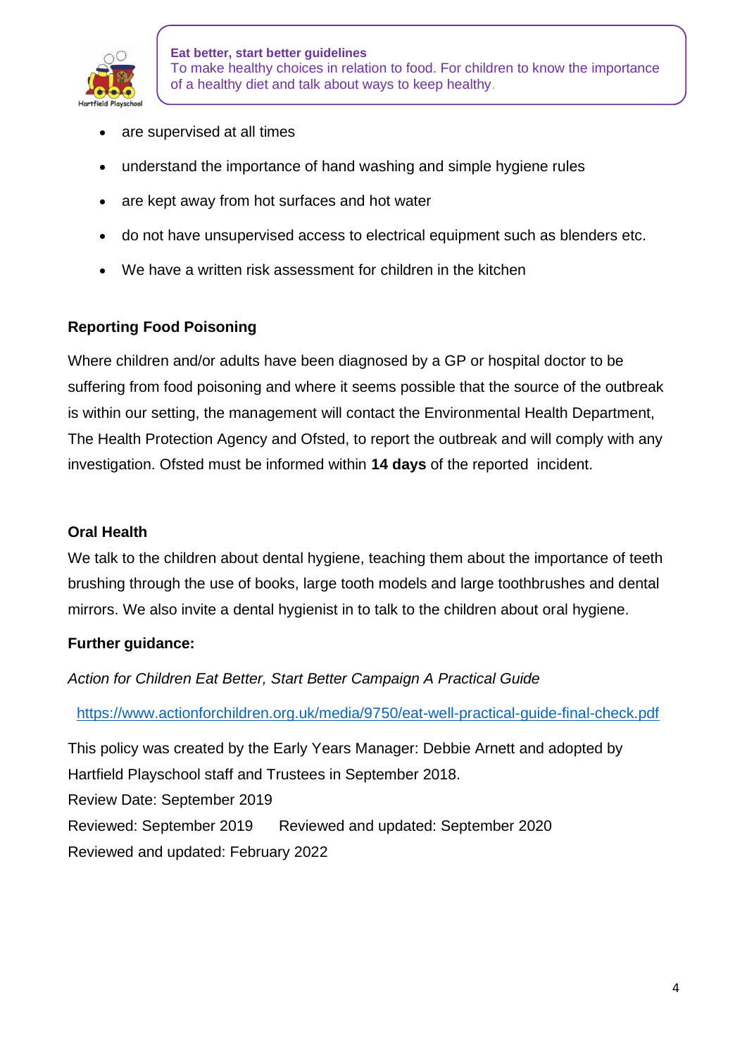- are supervised at all times
- understand the importance of hand washing and simple hygiene rules
- are kept away from hot surfaces and hot water
- do not have unsupervised access to electrical equipment such as blenders etc.
- We have a written risk assessment for children in the kitchen

**Reporting Food Poisoning**

Where children and/or adults have been diagnosed by a GP or hospital doctor to be suffering from food poisoning and where it seems possible that the source of the outbreak is within our setting, the management will contact the Environmental Health Department, The Health Protection Agency and Ofsted, to report the outbreak and will comply with any investigation. Ofsted must be informed within **14 days** of the reported incident.

**Oral Health**

We talk to the children about dental hygiene, teaching them about the importance of teeth brushing through the use of books, large tooth models and large toothbrushes and dental mirrors. We also invite a dental hygienist in to talk to the children about oral hygiene.

**Further guidance:**

*Action for Children Eat Better, Start Better Campaign A Practical Guide*

https://www.actionforchildren.org.uk/media/9750/eat-well-practical-guide-final-check.pdf

This policy was created by the Early Years Manager: Debbie Arnett and adopted by Hartfield Playschool staff and Trustees in September 2018.
Review Date: September 2019
Reviewed: September 2019   Reviewed and updated: September 2020
Reviewed and updated: February 2022